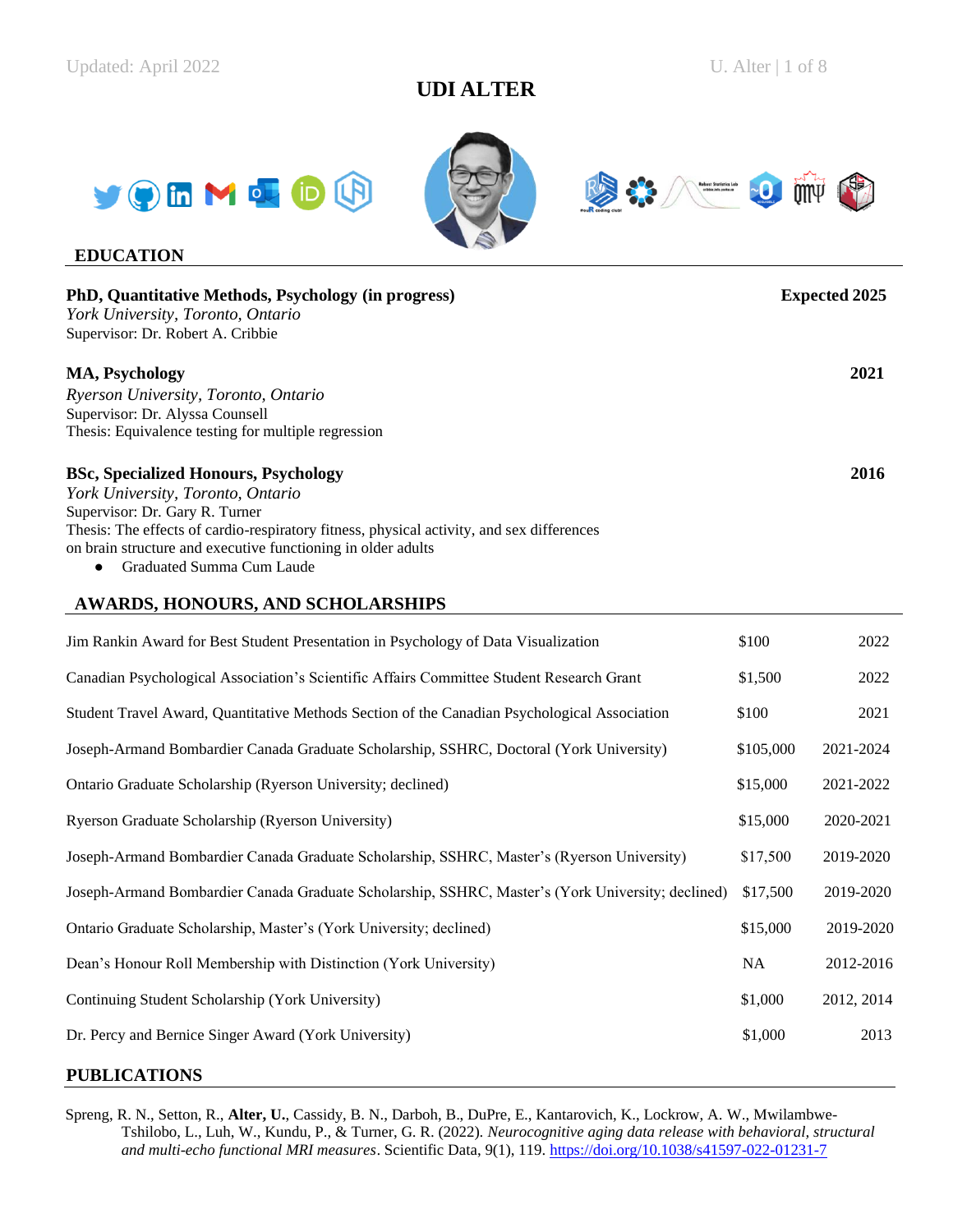# UDI ALTER

## EDUCATION

**PhD, Quantitative Methods, Psychology (in progress)** **Expected 2025**
*York University, Toronto, Ontario*
Supervisor: Dr. Robert A. Cribbie

**MA, Psychology** **2021**
*Ryerson University, Toronto, Ontario*
Supervisor: Dr. Alyssa Counsell
Thesis: Equivalence testing for multiple regression

**BSc, Specialized Honours, Psychology** **2016**
*York University, Toronto, Ontario*
Supervisor: Dr. Gary R. Turner
Thesis: The effects of cardio-respiratory fitness, physical activity, and sex differences on brain structure and executive functioning in older adults

- Graduated Summa Cum Laude

## AWARDS, HONOURS, AND SCHOLARSHIPS

| | | |
|---|---|---|
| Jim Rankin Award for Best Student Presentation in Psychology of Data Visualization | $100 | 2022 |
| Canadian Psychological Association's Scientific Affairs Committee Student Research Grant | $1,500 | 2022 |
| Student Travel Award, Quantitative Methods Section of the Canadian Psychological Association | $100 | 2021 |
| Joseph-Armand Bombardier Canada Graduate Scholarship, SSHRC, Doctoral (York University) | $105,000 | 2021-2024 |
| Ontario Graduate Scholarship (Ryerson University; declined) | $15,000 | 2021-2022 |
| Ryerson Graduate Scholarship (Ryerson University) | $15,000 | 2020-2021 |
| Joseph-Armand Bombardier Canada Graduate Scholarship, SSHRC, Master's (Ryerson University) | $17,500 | 2019-2020 |
| Joseph-Armand Bombardier Canada Graduate Scholarship, SSHRC, Master's (York University; declined) | $17,500 | 2019-2020 |
| Ontario Graduate Scholarship, Master's (York University; declined) | $15,000 | 2019-2020 |
| Dean's Honour Roll Membership with Distinction (York University) | NA | 2012-2016 |
| Continuing Student Scholarship (York University) | $1,000 | 2012, 2014 |
| Dr. Percy and Bernice Singer Award (York University) | $1,000 | 2013 |

## PUBLICATIONS

Spreng, R. N., Setton, R., **Alter, U.**, Cassidy, B. N., Darboh, B., DuPre, E., Kantarovich, K., Lockrow, A. W., Mwilambwe-Tshilobo, L., Luh, W., Kundu, P., & Turner, G. R. (2022). *Neurocognitive aging data release with behavioral, structural and multi-echo functional MRI measures*. Scientific Data, 9(1), 119. https://doi.org/10.1038/s41597-022-01231-7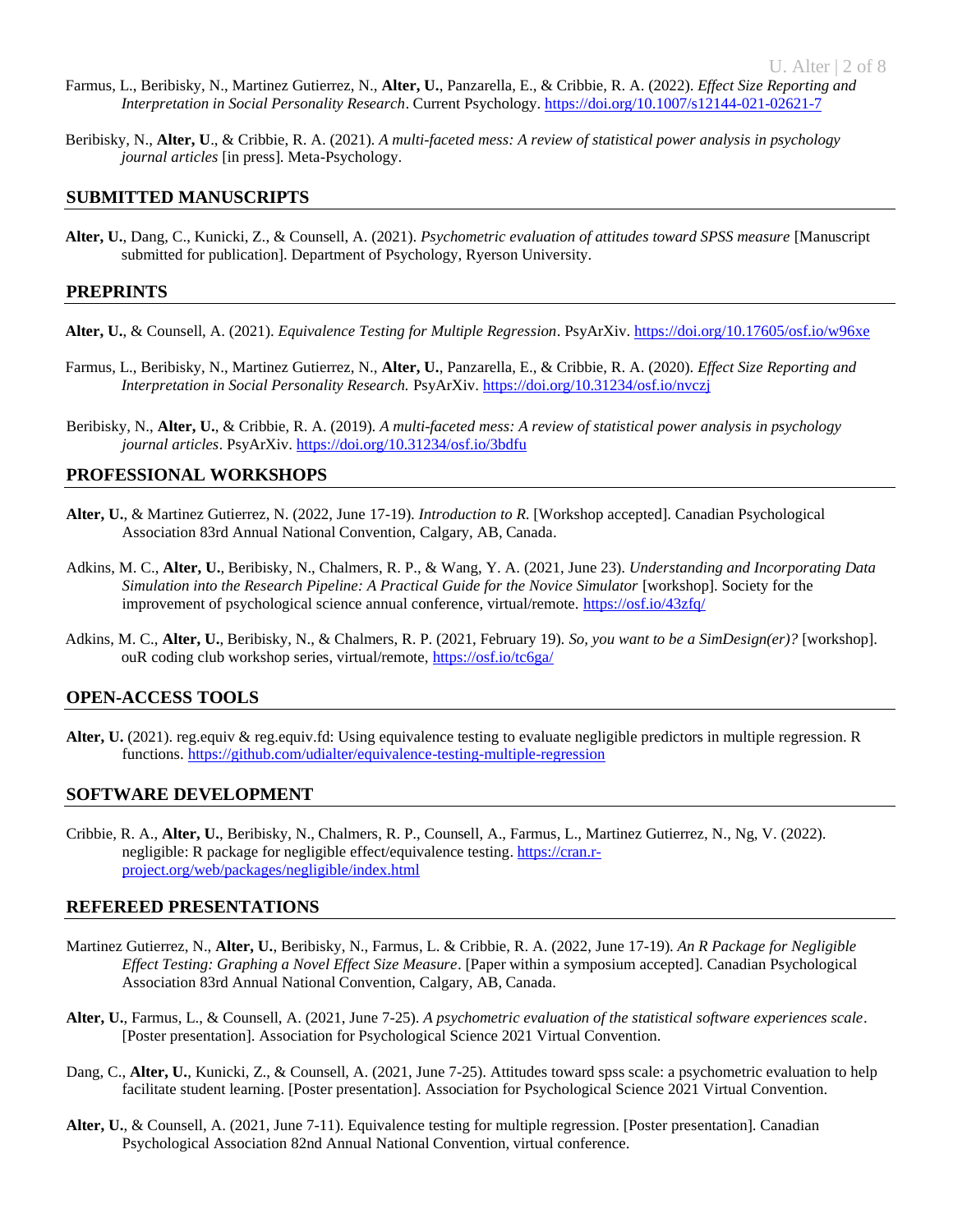Farmus, L., Beribisky, N., Martinez Gutierrez, N., **Alter, U.**, Panzarella, E., & Cribbie, R. A. (2022). *Effect Size Reporting and Interpretation in Social Personality Research*. Current Psychology. https://doi.org/10.1007/s12144-021-02621-7

Beribisky, N., **Alter, U**., & Cribbie, R. A. (2021). *A multi-faceted mess: A review of statistical power analysis in psychology journal articles* [in press]. Meta-Psychology.

## SUBMITTED MANUSCRIPTS

**Alter, U.**, Dang, C., Kunicki, Z., & Counsell, A. (2021). *Psychometric evaluation of attitudes toward SPSS measure* [Manuscript submitted for publication]. Department of Psychology, Ryerson University.

## PREPRINTS

**Alter, U.**, & Counsell, A. (2021). *Equivalence Testing for Multiple Regression*. PsyArXiv. https://doi.org/10.17605/osf.io/w96xe

Farmus, L., Beribisky, N., Martinez Gutierrez, N., **Alter, U.**, Panzarella, E., & Cribbie, R. A. (2020). *Effect Size Reporting and Interpretation in Social Personality Research.* PsyArXiv. https://doi.org/10.31234/osf.io/nvczj

Beribisky, N., **Alter, U.**, & Cribbie, R. A. (2019). *A multi-faceted mess: A review of statistical power analysis in psychology journal articles*. PsyArXiv. https://doi.org/10.31234/osf.io/3bdfu

## PROFESSIONAL WORKSHOPS

**Alter, U.**, & Martinez Gutierrez, N. (2022, June 17-19). *Introduction to R.* [Workshop accepted]. Canadian Psychological Association 83rd Annual National Convention, Calgary, AB, Canada.

Adkins, M. C., **Alter, U.**, Beribisky, N., Chalmers, R. P., & Wang, Y. A. (2021, June 23). *Understanding and Incorporating Data Simulation into the Research Pipeline: A Practical Guide for the Novice Simulator* [workshop]. Society for the improvement of psychological science annual conference, virtual/remote. https://osf.io/43zfq/

Adkins, M. C., **Alter, U.**, Beribisky, N., & Chalmers, R. P. (2021, February 19). *So, you want to be a SimDesign(er)?* [workshop]. ouR coding club workshop series, virtual/remote, https://osf.io/tc6ga/

## OPEN-ACCESS TOOLS

**Alter, U.** (2021). reg.equiv & reg.equiv.fd: Using equivalence testing to evaluate negligible predictors in multiple regression. R functions. https://github.com/udialter/equivalence-testing-multiple-regression

## SOFTWARE DEVELOPMENT

Cribbie, R. A., **Alter, U.**, Beribisky, N., Chalmers, R. P., Counsell, A., Farmus, L., Martinez Gutierrez, N., Ng, V. (2022). negligible: R package for negligible effect/equivalence testing. https://cran.r-project.org/web/packages/negligible/index.html

## REFEREED PRESENTATIONS

Martinez Gutierrez, N., **Alter, U.**, Beribisky, N., Farmus, L. & Cribbie, R. A. (2022, June 17-19). *An R Package for Negligible Effect Testing: Graphing a Novel Effect Size Measure*. [Paper within a symposium accepted]. Canadian Psychological Association 83rd Annual National Convention, Calgary, AB, Canada.

**Alter, U.**, Farmus, L., & Counsell, A. (2021, June 7-25). *A psychometric evaluation of the statistical software experiences scale*. [Poster presentation]. Association for Psychological Science 2021 Virtual Convention.

Dang, C., **Alter, U.**, Kunicki, Z., & Counsell, A. (2021, June 7-25). Attitudes toward spss scale: a psychometric evaluation to help facilitate student learning. [Poster presentation]. Association for Psychological Science 2021 Virtual Convention.

**Alter, U.**, & Counsell, A. (2021, June 7-11). Equivalence testing for multiple regression. [Poster presentation]. Canadian Psychological Association 82nd Annual National Convention, virtual conference.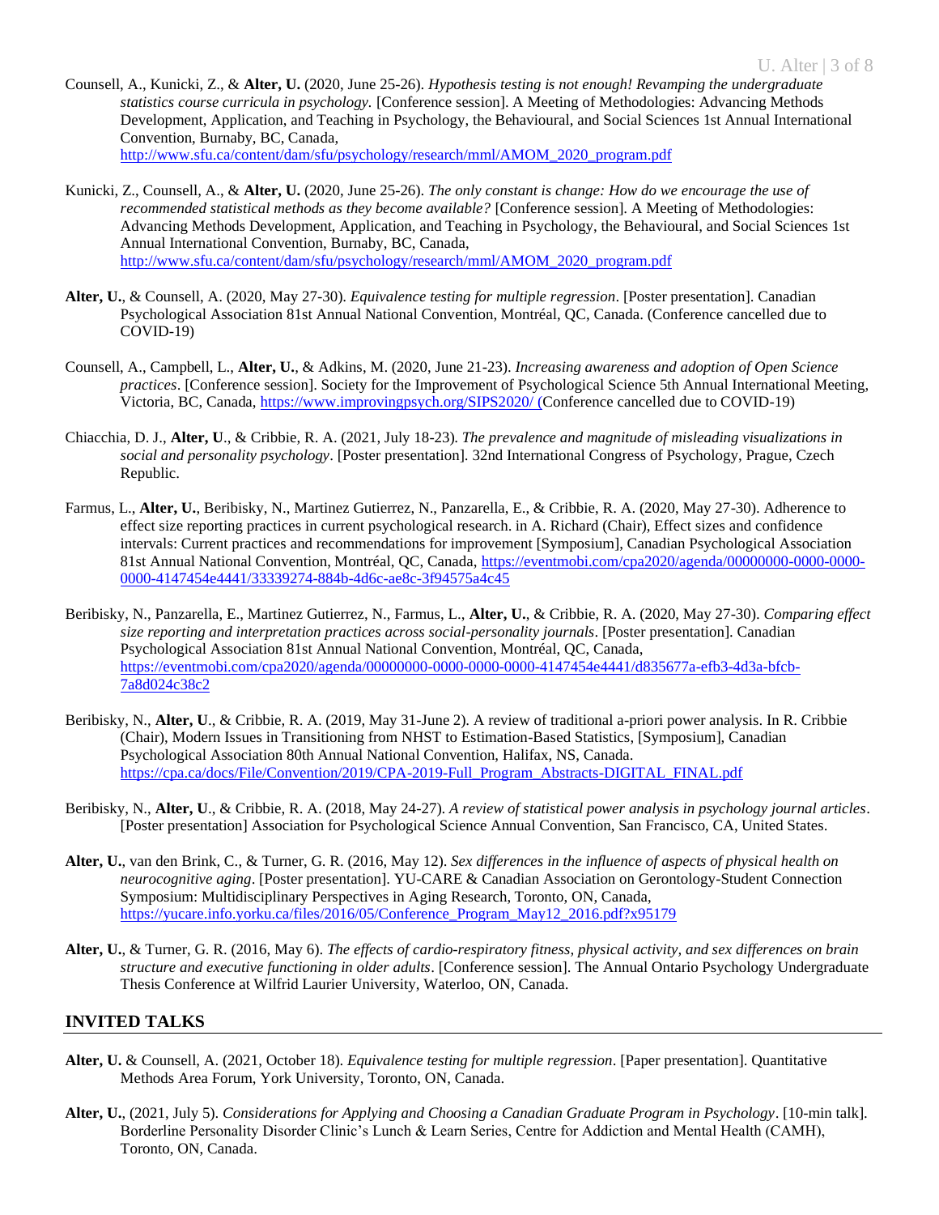Counsell, A., Kunicki, Z., & **Alter, U.** (2020, June 25-26). *Hypothesis testing is not enough! Revamping the undergraduate statistics course curricula in psychology.* [Conference session]. A Meeting of Methodologies: Advancing Methods Development, Application, and Teaching in Psychology, the Behavioural, and Social Sciences 1st Annual International Convention, Burnaby, BC, Canada, http://www.sfu.ca/content/dam/sfu/psychology/research/mml/AMOM_2020_program.pdf

Kunicki, Z., Counsell, A., & **Alter, U.** (2020, June 25-26). *The only constant is change: How do we encourage the use of recommended statistical methods as they become available?* [Conference session]. A Meeting of Methodologies: Advancing Methods Development, Application, and Teaching in Psychology, the Behavioural, and Social Sciences 1st Annual International Convention, Burnaby, BC, Canada, http://www.sfu.ca/content/dam/sfu/psychology/research/mml/AMOM_2020_program.pdf

**Alter, U.**, & Counsell, A. (2020, May 27-30). *Equivalence testing for multiple regression*. [Poster presentation]. Canadian Psychological Association 81st Annual National Convention, Montréal, QC, Canada. (Conference cancelled due to COVID-19)

Counsell, A., Campbell, L., **Alter, U.**, & Adkins, M. (2020, June 21-23). *Increasing awareness and adoption of Open Science practices*. [Conference session]. Society for the Improvement of Psychological Science 5th Annual International Meeting, Victoria, BC, Canada, https://www.improvingpsych.org/SIPS2020/ (Conference cancelled due to COVID-19)

Chiacchia, D. J., **Alter, U**., & Cribbie, R. A. (2021, July 18-23). *The prevalence and magnitude of misleading visualizations in social and personality psychology*. [Poster presentation]. 32nd International Congress of Psychology, Prague, Czech Republic.

Farmus, L., **Alter, U.**, Beribisky, N., Martinez Gutierrez, N., Panzarella, E., & Cribbie, R. A. (2020, May 27-30). Adherence to effect size reporting practices in current psychological research. in A. Richard (Chair), Effect sizes and confidence intervals: Current practices and recommendations for improvement [Symposium], Canadian Psychological Association 81st Annual National Convention, Montréal, QC, Canada, https://eventmobi.com/cpa2020/agenda/00000000-0000-0000-0000-4147454e4441/33339274-884b-4d6c-ae8c-3f94575a4c45

Beribisky, N., Panzarella, E., Martinez Gutierrez, N., Farmus, L., **Alter, U.**, & Cribbie, R. A. (2020, May 27-30). *Comparing effect size reporting and interpretation practices across social-personality journals*. [Poster presentation]. Canadian Psychological Association 81st Annual National Convention, Montréal, QC, Canada, https://eventmobi.com/cpa2020/agenda/00000000-0000-0000-0000-4147454e4441/d835677a-efb3-4d3a-bfcb-7a8d024c38c2

Beribisky, N., **Alter, U**., & Cribbie, R. A. (2019, May 31-June 2). A review of traditional a-priori power analysis. In R. Cribbie (Chair), Modern Issues in Transitioning from NHST to Estimation-Based Statistics, [Symposium], Canadian Psychological Association 80th Annual National Convention, Halifax, NS, Canada. https://cpa.ca/docs/File/Convention/2019/CPA-2019-Full_Program_Abstracts-DIGITAL_FINAL.pdf

Beribisky, N., **Alter, U**., & Cribbie, R. A. (2018, May 24-27). *A review of statistical power analysis in psychology journal articles*. [Poster presentation] Association for Psychological Science Annual Convention, San Francisco, CA, United States.

**Alter, U.**, van den Brink, C., & Turner, G. R. (2016, May 12). *Sex differences in the influence of aspects of physical health on neurocognitive aging*. [Poster presentation]. YU-CARE & Canadian Association on Gerontology-Student Connection Symposium: Multidisciplinary Perspectives in Aging Research, Toronto, ON, Canada, https://yucare.info.yorku.ca/files/2016/05/Conference_Program_May12_2016.pdf?x95179

**Alter, U.**, & Turner, G. R. (2016, May 6). *The effects of cardio-respiratory fitness, physical activity, and sex differences on brain structure and executive functioning in older adults*. [Conference session]. The Annual Ontario Psychology Undergraduate Thesis Conference at Wilfrid Laurier University, Waterloo, ON, Canada.

## INVITED TALKS

**Alter, U.** & Counsell, A. (2021, October 18). *Equivalence testing for multiple regression*. [Paper presentation]. Quantitative Methods Area Forum, York University, Toronto, ON, Canada.

**Alter, U.**, (2021, July 5). *Considerations for Applying and Choosing a Canadian Graduate Program in Psychology*. [10-min talk]. Borderline Personality Disorder Clinic's Lunch & Learn Series, Centre for Addiction and Mental Health (CAMH), Toronto, ON, Canada.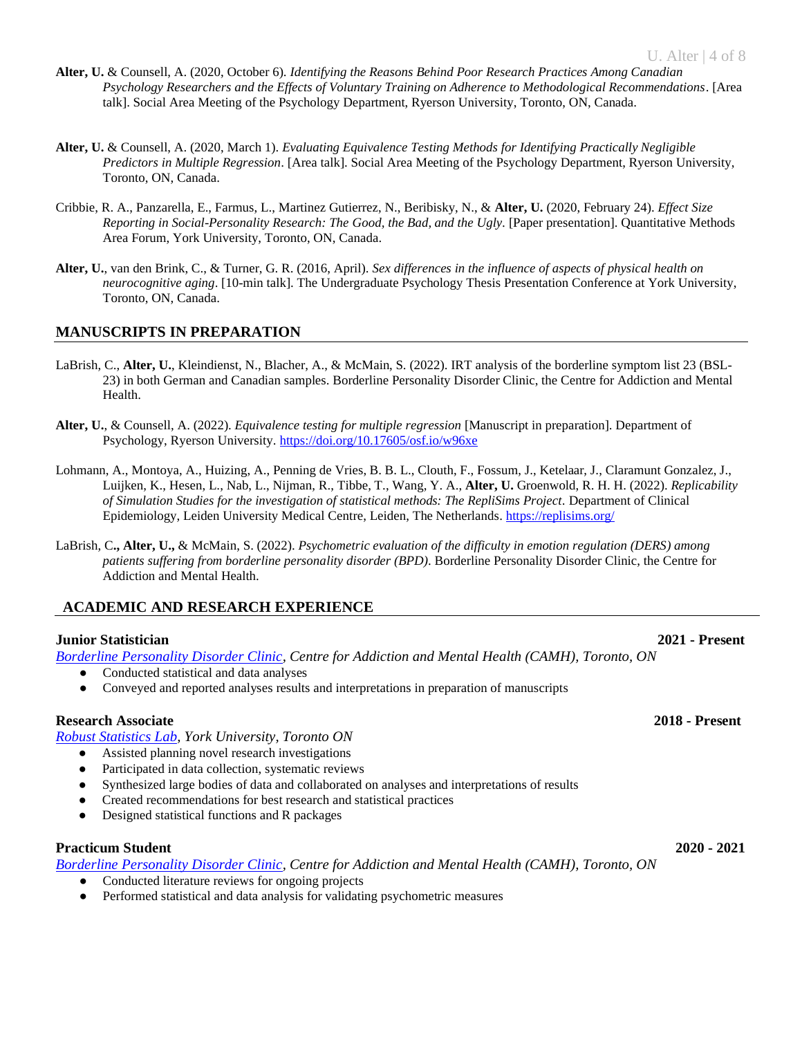**Alter, U.** & Counsell, A. (2020, October 6). *Identifying the Reasons Behind Poor Research Practices Among Canadian Psychology Researchers and the Effects of Voluntary Training on Adherence to Methodological Recommendations*. [Area talk]. Social Area Meeting of the Psychology Department, Ryerson University, Toronto, ON, Canada.

**Alter, U.** & Counsell, A. (2020, March 1). *Evaluating Equivalence Testing Methods for Identifying Practically Negligible Predictors in Multiple Regression*. [Area talk]. Social Area Meeting of the Psychology Department, Ryerson University, Toronto, ON, Canada.

Cribbie, R. A., Panzarella, E., Farmus, L., Martinez Gutierrez, N., Beribisky, N., & **Alter, U.** (2020, February 24). *Effect Size Reporting in Social-Personality Research: The Good, the Bad, and the Ugly.* [Paper presentation]. Quantitative Methods Area Forum, York University, Toronto, ON, Canada.

**Alter, U.**, van den Brink, C., & Turner, G. R. (2016, April). *Sex differences in the influence of aspects of physical health on neurocognitive aging*. [10-min talk]. The Undergraduate Psychology Thesis Presentation Conference at York University, Toronto, ON, Canada.

## MANUSCRIPTS IN PREPARATION

LaBrish, C., **Alter, U.**, Kleindienst, N., Blacher, A., & McMain, S. (2022). IRT analysis of the borderline symptom list 23 (BSL-23) in both German and Canadian samples. Borderline Personality Disorder Clinic, the Centre for Addiction and Mental Health.

**Alter, U.**, & Counsell, A. (2022). *Equivalence testing for multiple regression* [Manuscript in preparation]. Department of Psychology, Ryerson University. https://doi.org/10.17605/osf.io/w96xe

Lohmann, A., Montoya, A., Huizing, A., Penning de Vries, B. B. L., Clouth, F., Fossum, J., Ketelaar, J., Claramunt Gonzalez, J., Luijken, K., Hesen, L., Nab, L., Nijman, R., Tibbe, T., Wang, Y. A., **Alter, U.** Groenwold, R. H. H. (2022). *Replicability of Simulation Studies for the investigation of statistical methods: The RepliSims Project*. Department of Clinical Epidemiology, Leiden University Medical Centre, Leiden, The Netherlands. https://replisims.org/

LaBrish, C**., Alter, U.,** & McMain, S. (2022). *Psychometric evaluation of the difficulty in emotion regulation (DERS) among patients suffering from borderline personality disorder (BPD)*. Borderline Personality Disorder Clinic, the Centre for Addiction and Mental Health.

## ACADEMIC AND RESEARCH EXPERIENCE

**Junior Statistician** **2021 - Present**

*Borderline Personality Disorder Clinic, Centre for Addiction and Mental Health (CAMH), Toronto, ON*

- Conducted statistical and data analyses
- Conveyed and reported analyses results and interpretations in preparation of manuscripts

**Research Associate** **2018 - Present**

*Robust Statistics Lab, York University, Toronto ON*

- Assisted planning novel research investigations
- Participated in data collection, systematic reviews
- Synthesized large bodies of data and collaborated on analyses and interpretations of results
- Created recommendations for best research and statistical practices
- Designed statistical functions and R packages

**Practicum Student** **2020 - 2021**

*Borderline Personality Disorder Clinic, Centre for Addiction and Mental Health (CAMH), Toronto, ON*

- Conducted literature reviews for ongoing projects
- Performed statistical and data analysis for validating psychometric measures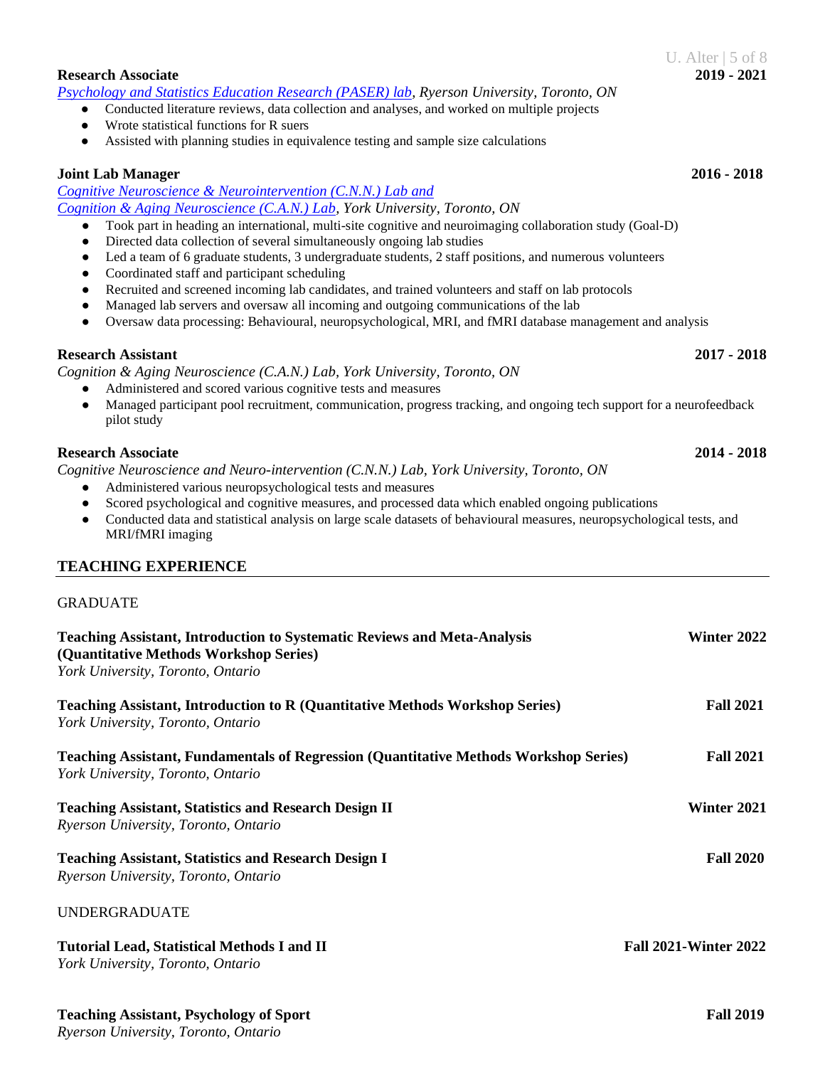**Research Associate** **2019 - 2021**

*Psychology and Statistics Education Research (PASER) lab, Ryerson University, Toronto, ON*

- Conducted literature reviews, data collection and analyses, and worked on multiple projects
- Wrote statistical functions for R suers
- Assisted with planning studies in equivalence testing and sample size calculations

**Joint Lab Manager** **2016 - 2018**

*Cognitive Neuroscience & Neurointervention (C.N.N.) Lab and*
*Cognition & Aging Neuroscience (C.A.N.) Lab, York University, Toronto, ON*

- Took part in heading an international, multi-site cognitive and neuroimaging collaboration study (Goal-D)
- Directed data collection of several simultaneously ongoing lab studies
- Led a team of 6 graduate students, 3 undergraduate students, 2 staff positions, and numerous volunteers
- Coordinated staff and participant scheduling
- Recruited and screened incoming lab candidates, and trained volunteers and staff on lab protocols
- Managed lab servers and oversaw all incoming and outgoing communications of the lab
- Oversaw data processing: Behavioural, neuropsychological, MRI, and fMRI database management and analysis

**Research Assistant** **2017 - 2018**

*Cognition & Aging Neuroscience (C.A.N.) Lab, York University, Toronto, ON*

- Administered and scored various cognitive tests and measures
- Managed participant pool recruitment, communication, progress tracking, and ongoing tech support for a neurofeedback pilot study

**Research Associate** **2014 - 2018**

*Cognitive Neuroscience and Neuro-intervention (C.N.N.) Lab, York University, Toronto, ON*

- Administered various neuropsychological tests and measures
- Scored psychological and cognitive measures, and processed data which enabled ongoing publications
- Conducted data and statistical analysis on large scale datasets of behavioural measures, neuropsychological tests, and MRI/fMRI imaging

## TEACHING EXPERIENCE

### GRADUATE

**Teaching Assistant, Introduction to Systematic Reviews and Meta-Analysis (Quantitative Methods Workshop Series)** **Winter 2022**
*York University, Toronto, Ontario*

**Teaching Assistant, Introduction to R (Quantitative Methods Workshop Series)** **Fall 2021**
*York University, Toronto, Ontario*

**Teaching Assistant, Fundamentals of Regression (Quantitative Methods Workshop Series)** **Fall 2021**
*York University, Toronto, Ontario*

**Teaching Assistant, Statistics and Research Design II** **Winter 2021**
*Ryerson University, Toronto, Ontario*

**Teaching Assistant, Statistics and Research Design I** **Fall 2020**
*Ryerson University, Toronto, Ontario*

### UNDERGRADUATE

**Tutorial Lead, Statistical Methods I and II** **Fall 2021-Winter 2022**
*York University, Toronto, Ontario*

**Teaching Assistant, Psychology of Sport** **Fall 2019**
*Ryerson University, Toronto, Ontario*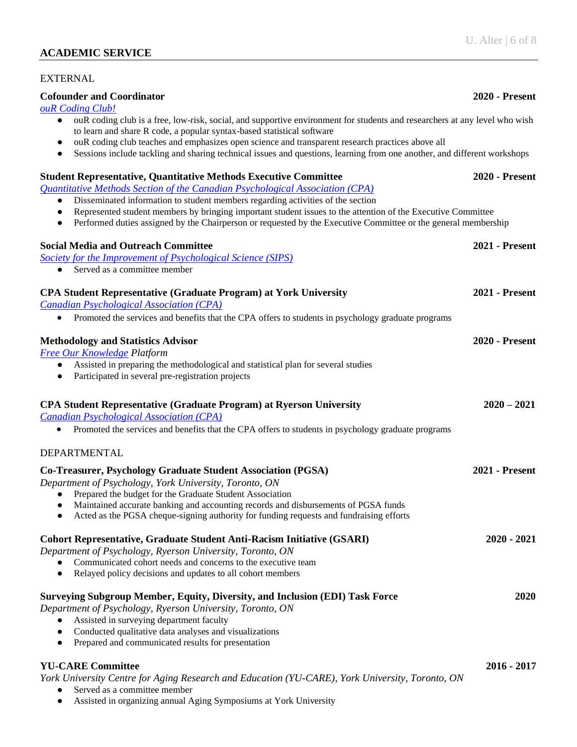## ACADEMIC SERVICE

EXTERNAL

**Cofounder and Coordinator** **2020 - Present**
*ouR Coding Club!*

- ouR coding club is a free, low-risk, social, and supportive environment for students and researchers at any level who wish to learn and share R code, a popular syntax-based statistical software
- ouR coding club teaches and emphasizes open science and transparent research practices above all
- Sessions include tackling and sharing technical issues and questions, learning from one another, and different workshops

**Student Representative, Quantitative Methods Executive Committee** **2020 - Present**
*Quantitative Methods Section of the Canadian Psychological Association (CPA)*

- Disseminated information to student members regarding activities of the section
- Represented student members by bringing important student issues to the attention of the Executive Committee
- Performed duties assigned by the Chairperson or requested by the Executive Committee or the general membership

**Social Media and Outreach Committee** **2021 - Present**
*Society for the Improvement of Psychological Science (SIPS)*

- Served as a committee member

**CPA Student Representative (Graduate Program) at York University** **2021 - Present**
*Canadian Psychological Association (CPA)*

- Promoted the services and benefits that the CPA offers to students in psychology graduate programs

**Methodology and Statistics Advisor** **2020 - Present**
*Free Our Knowledge Platform*

- Assisted in preparing the methodological and statistical plan for several studies
- Participated in several pre-registration projects

**CPA Student Representative (Graduate Program) at Ryerson University** **2020 – 2021**
*Canadian Psychological Association (CPA)*

- Promoted the services and benefits that the CPA offers to students in psychology graduate programs

DEPARTMENTAL

**Co-Treasurer, Psychology Graduate Student Association (PGSA)** **2021 - Present**
*Department of Psychology, York University, Toronto, ON*

- Prepared the budget for the Graduate Student Association
- Maintained accurate banking and accounting records and disbursements of PGSA funds
- Acted as the PGSA cheque-signing authority for funding requests and fundraising efforts

**Cohort Representative, Graduate Student Anti-Racism Initiative (GSARI)** **2020 - 2021**
*Department of Psychology, Ryerson University, Toronto, ON*

- Communicated cohort needs and concerns to the executive team
- Relayed policy decisions and updates to all cohort members

**Surveying Subgroup Member, Equity, Diversity, and Inclusion (EDI) Task Force** **2020**
*Department of Psychology, Ryerson University, Toronto, ON*

- Assisted in surveying department faculty
- Conducted qualitative data analyses and visualizations
- Prepared and communicated results for presentation

**YU-CARE Committee** **2016 - 2017**
*York University Centre for Aging Research and Education (YU-CARE), York University, Toronto, ON*

- Served as a committee member
- Assisted in organizing annual Aging Symposiums at York University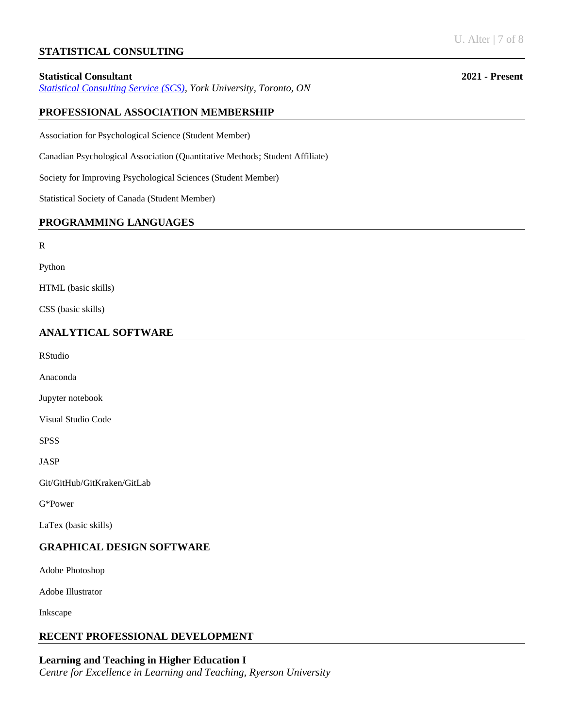## STATISTICAL CONSULTING

**Statistical Consultant** **2021 - Present**
*Statistical Consulting Service (SCS), York University, Toronto, ON*

## PROFESSIONAL ASSOCIATION MEMBERSHIP

Association for Psychological Science (Student Member)

Canadian Psychological Association (Quantitative Methods; Student Affiliate)

Society for Improving Psychological Sciences (Student Member)

Statistical Society of Canada (Student Member)

## PROGRAMMING LANGUAGES

R

Python

HTML (basic skills)

CSS (basic skills)

## ANALYTICAL SOFTWARE

RStudio

Anaconda

Jupyter notebook

Visual Studio Code

SPSS

JASP

Git/GitHub/GitKraken/GitLab

G*Power

LaTex (basic skills)

## GRAPHICAL DESIGN SOFTWARE

Adobe Photoshop

Adobe Illustrator

Inkscape

## RECENT PROFESSIONAL DEVELOPMENT

**Learning and Teaching in Higher Education I**
*Centre for Excellence in Learning and Teaching, Ryerson University*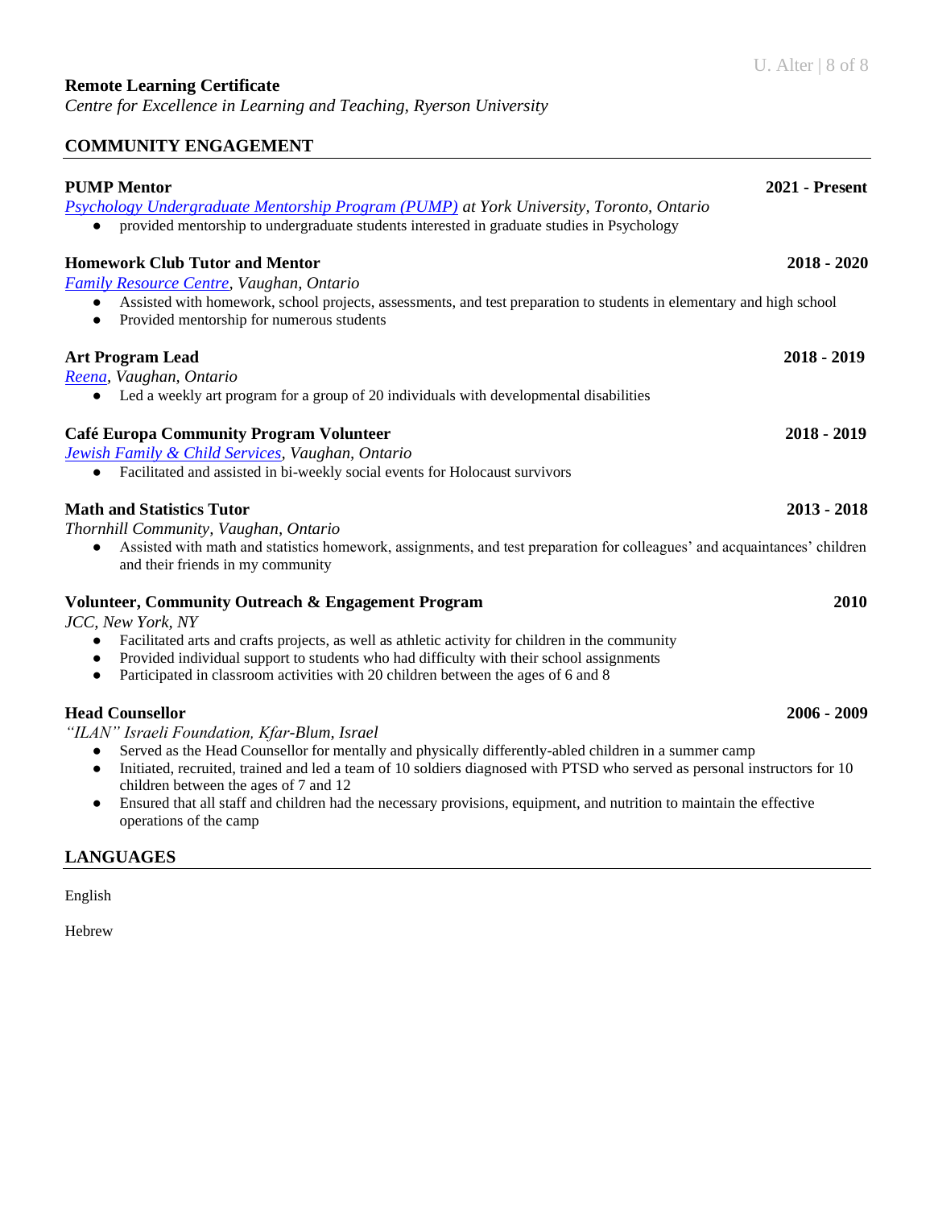**Remote Learning Certificate**
*Centre for Excellence in Learning and Teaching, Ryerson University*

## COMMUNITY ENGAGEMENT

**PUMP Mentor** **2021 - Present**
*Psychology Undergraduate Mentorship Program (PUMP) at York University, Toronto, Ontario*

- provided mentorship to undergraduate students interested in graduate studies in Psychology

**Homework Club Tutor and Mentor** **2018 - 2020**
*Family Resource Centre, Vaughan, Ontario*

- Assisted with homework, school projects, assessments, and test preparation to students in elementary and high school
- Provided mentorship for numerous students

**Art Program Lead** **2018 - 2019**
*Reena, Vaughan, Ontario*

- Led a weekly art program for a group of 20 individuals with developmental disabilities

**Café Europa Community Program Volunteer** **2018 - 2019**
*Jewish Family & Child Services, Vaughan, Ontario*

- Facilitated and assisted in bi-weekly social events for Holocaust survivors

**Math and Statistics Tutor** **2013 - 2018**
*Thornhill Community, Vaughan, Ontario*

- Assisted with math and statistics homework, assignments, and test preparation for colleagues' and acquaintances' children and their friends in my community

**Volunteer, Community Outreach & Engagement Program** **2010**
*JCC, New York, NY*

- Facilitated arts and crafts projects, as well as athletic activity for children in the community
- Provided individual support to students who had difficulty with their school assignments
- Participated in classroom activities with 20 children between the ages of 6 and 8

**Head Counsellor** **2006 - 2009**
*"ILAN" Israeli Foundation, Kfar-Blum, Israel*

- Served as the Head Counsellor for mentally and physically differently-abled children in a summer camp
- Initiated, recruited, trained and led a team of 10 soldiers diagnosed with PTSD who served as personal instructors for 10 children between the ages of 7 and 12
- Ensured that all staff and children had the necessary provisions, equipment, and nutrition to maintain the effective operations of the camp

## LANGUAGES

English

Hebrew